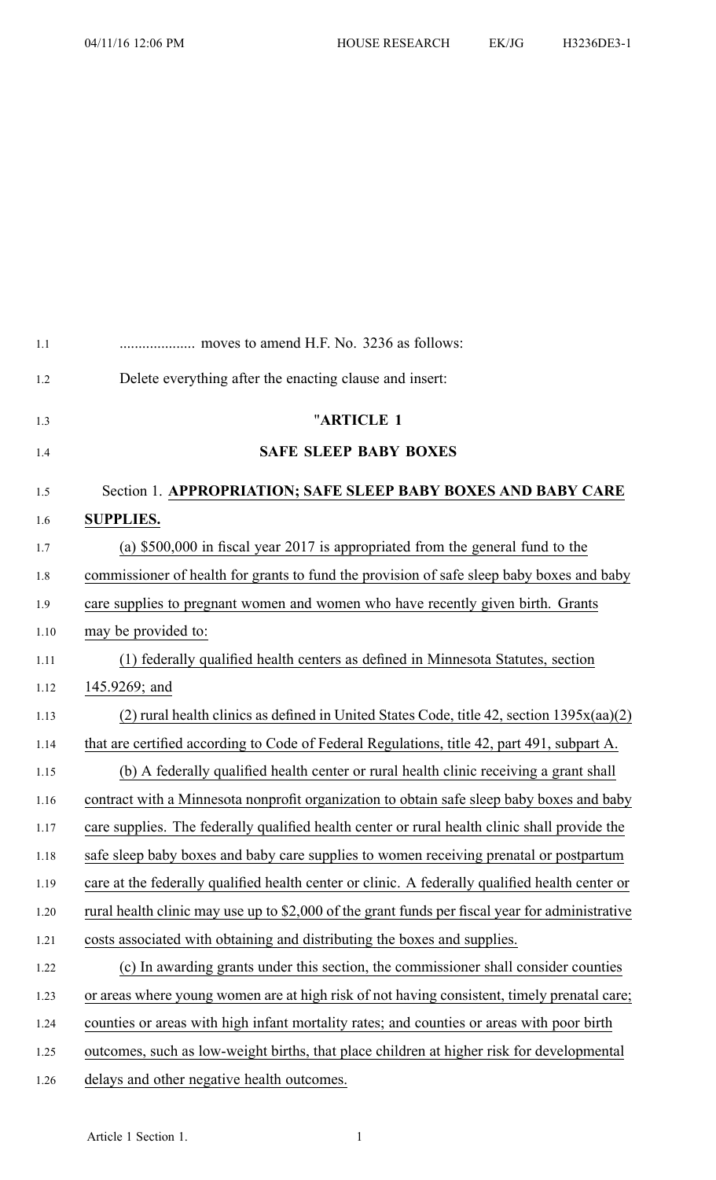.................... moves to amend H.F. No. 3236 as follows:

Delete everything after the enacting clause and insert:

"**ARTICLE 1**

**SAFE SLEEP BABY BOXES**

Section 1. **APPROPRIATION; SAFE SLEEP BABY BOXES AND BABY CARE SUPPLIES.**

(a) $500,000 in fiscal year 2017 is appropriated from the general fund to the commissioner of health for grants to fund the provision of safe sleep baby boxes and baby care supplies to pregnant women and women who have recently given birth. Grants may be provided to:

(1) federally qualified health centers as defined in Minnesota Statutes, section 145.9269; and

(2) rural health clinics as defined in United States Code, title 42, section 1395x(aa)(2) that are certified according to Code of Federal Regulations, title 42, part 491, subpart A.

(b) A federally qualified health center or rural health clinic receiving a grant shall contract with a Minnesota nonprofit organization to obtain safe sleep baby boxes and baby care supplies. The federally qualified health center or rural health clinic shall provide the safe sleep baby boxes and baby care supplies to women receiving prenatal or postpartum care at the federally qualified health center or clinic. A federally qualified health center or rural health clinic may use up to $2,000 of the grant funds per fiscal year for administrative costs associated with obtaining and distributing the boxes and supplies.

(c) In awarding grants under this section, the commissioner shall consider counties or areas where young women are at high risk of not having consistent, timely prenatal care; counties or areas with high infant mortality rates; and counties or areas with poor birth outcomes, such as low-weight births, that place children at higher risk for developmental delays and other negative health outcomes.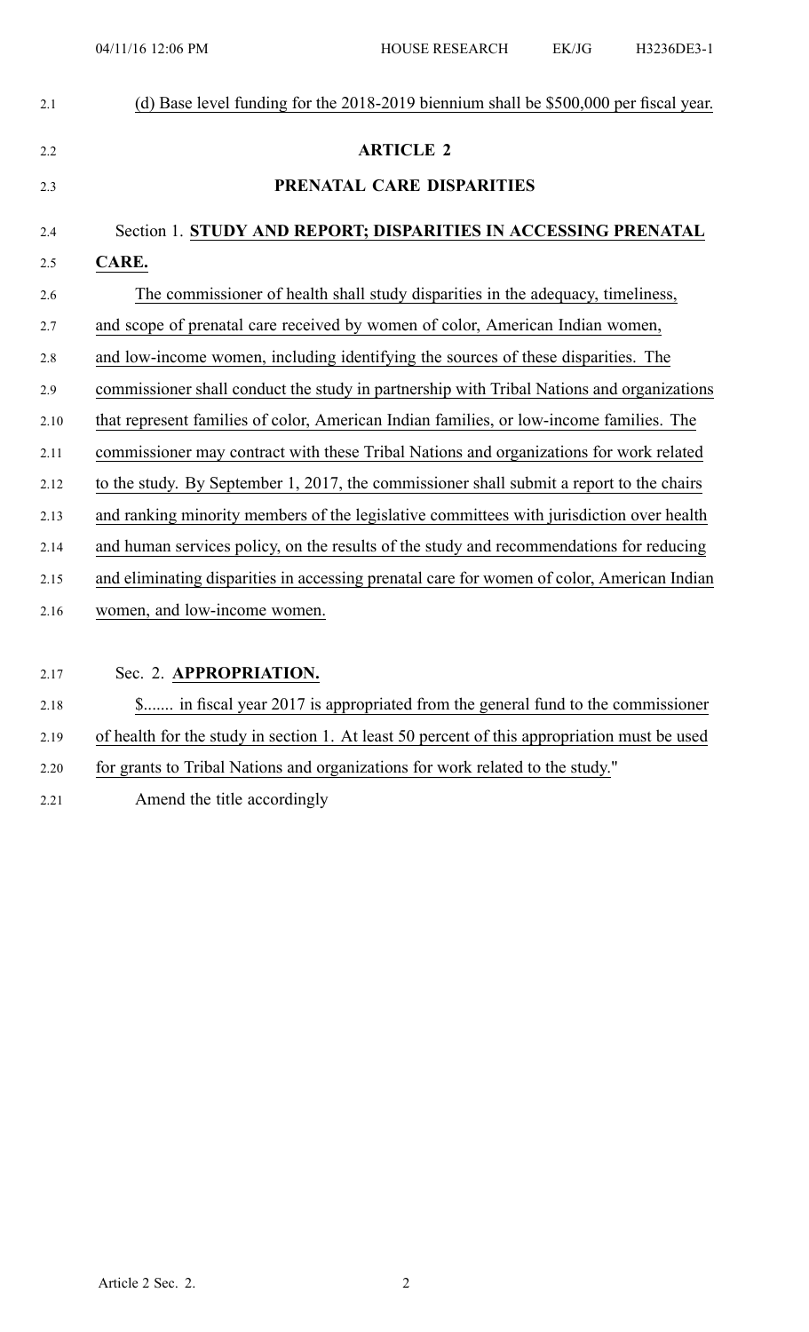(d) Base level funding for the 2018-2019 biennium shall be $500,000 per fiscal year.

## ARTICLE 2

## PRENATAL CARE DISPARITIES

Section 1. **STUDY AND REPORT; DISPARITIES IN ACCESSING PRENATAL CARE.**

The commissioner of health shall study disparities in the adequacy, timeliness, and scope of prenatal care received by women of color, American Indian women, and low-income women, including identifying the sources of these disparities. The commissioner shall conduct the study in partnership with Tribal Nations and organizations that represent families of color, American Indian families, or low-income families. The commissioner may contract with these Tribal Nations and organizations for work related to the study. By September 1, 2017, the commissioner shall submit a report to the chairs and ranking minority members of the legislative committees with jurisdiction over health and human services policy, on the results of the study and recommendations for reducing and eliminating disparities in accessing prenatal care for women of color, American Indian women, and low-income women.

Sec. 2. **APPROPRIATION.**

$....... in fiscal year 2017 is appropriated from the general fund to the commissioner of health for the study in section 1. At least 50 percent of this appropriation must be used for grants to Tribal Nations and organizations for work related to the study."

Amend the title accordingly